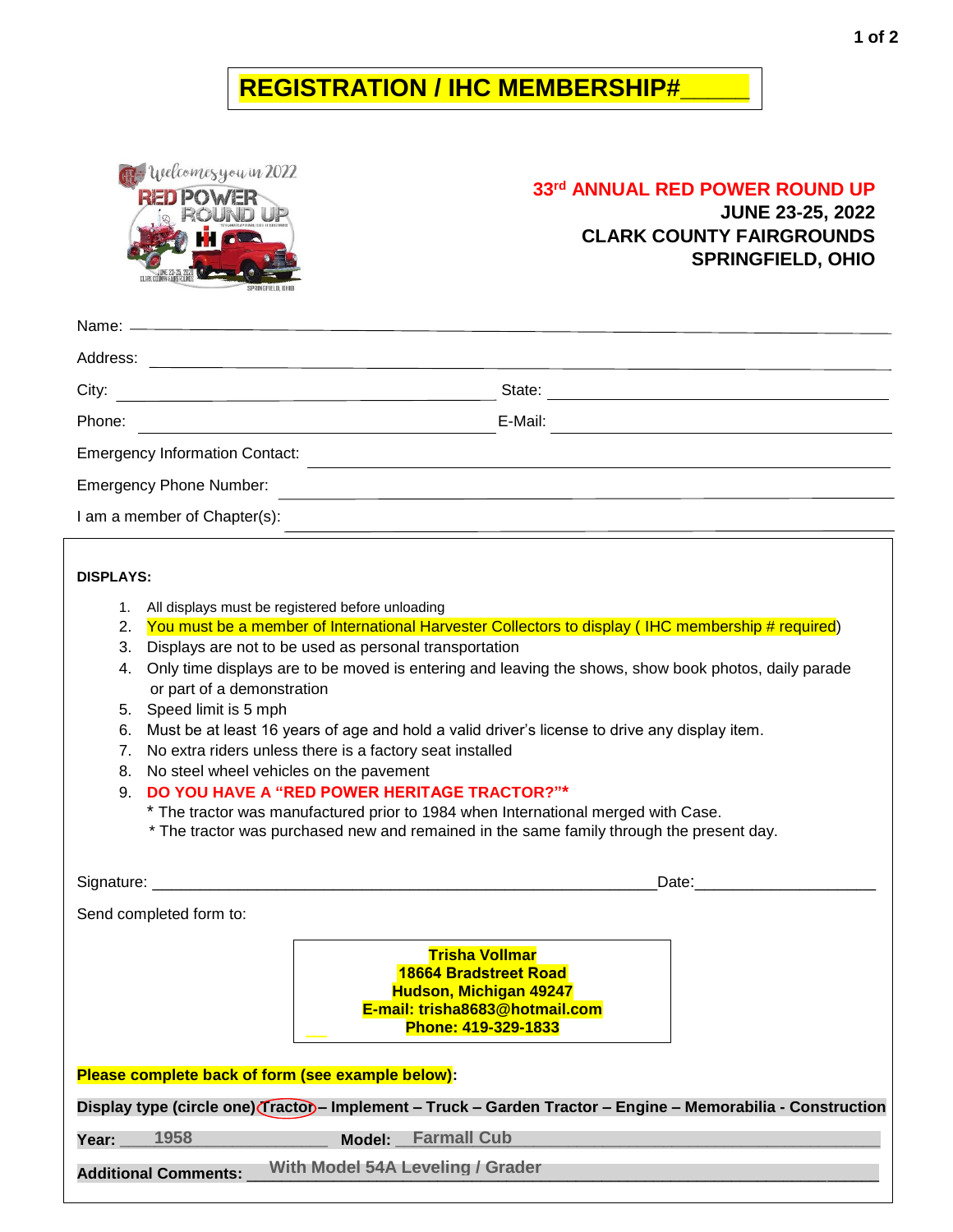# REGISTRATION / IHC MEMBERSHIP#_____

**33rd ANNUAL RED POWER ROUND UP**
**JUNE 23-25, 2022**
**CLARK COUNTY FAIRGROUNDS**
**SPRINGFIELD, OHIO**

Name: ______________________________________________

Address: ______________________________________________

City: ______________________ State: ______________________

Phone: ______________________ E-Mail: ______________________

Emergency Information Contact: ______________________________

Emergency Phone Number: ______________________________

I am a member of Chapter(s): ______________________________

**DISPLAYS:**

1. All displays must be registered before unloading
2. You must be a member of International Harvester Collectors to display ( IHC membership # required)
3. Displays are not to be used as personal transportation
4. Only time displays are to be moved is entering and leaving the shows, show book photos, daily parade or part of a demonstration
5. Speed limit is 5 mph
6. Must be at least 16 years of age and hold a valid driver's license to drive any display item.
7. No extra riders unless there is a factory seat installed
8. No steel wheel vehicles on the pavement
9. **DO YOU HAVE A "RED POWER HERITAGE TRACTOR?"***
   * The tractor was manufactured prior to 1984 when International merged with Case.
   * The tractor was purchased new and remained in the same family through the present day.

Signature: ______________________________________________ Date: ____________________

Send completed form to:

**Trisha Vollmar**
**18664 Bradstreet Road**
**Hudson, Michigan 49247**
**E-mail: trisha8683@hotmail.com**
**Phone: 419-329-1833**

**Please complete back of form (see example below):**

**Display type (circle one) Tractor – Implement – Truck – Garden Tractor – Engine – Memorabilia - Construction**

**Year:** 1958 **Model:** Farmall Cub

**Additional Comments:** With Model 54A Leveling / Grader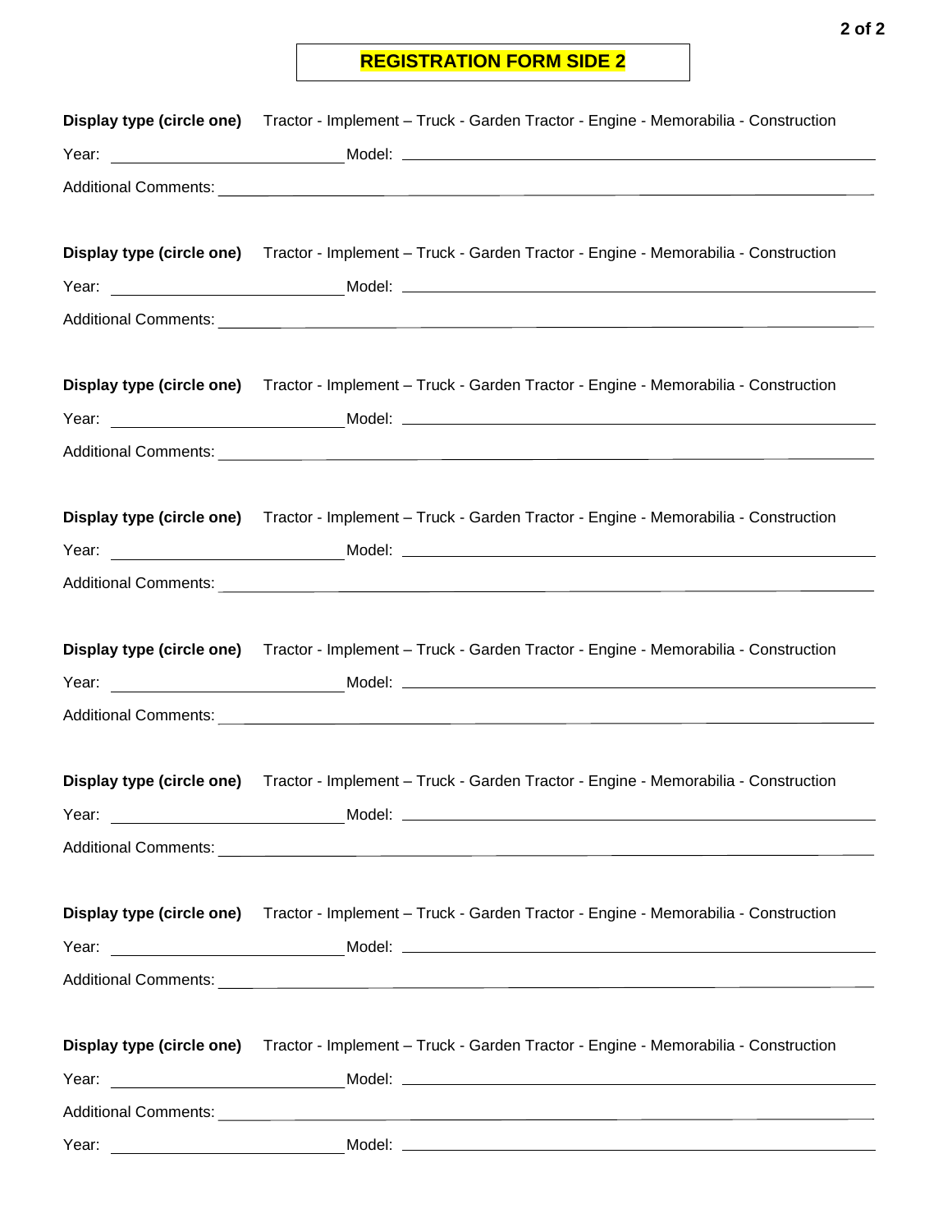## REGISTRATION FORM SIDE 2

**Display type (circle one)** Tractor - Implement – Truck - Garden Tractor - Engine - Memorabilia - Construction

Year: ________________________ Model: ________________________________________________

Additional Comments: ________________________________________________________________

**Display type (circle one)** Tractor - Implement – Truck - Garden Tractor - Engine - Memorabilia - Construction

Year: ________________________ Model: ________________________________________________

Additional Comments: ________________________________________________________________

**Display type (circle one)** Tractor - Implement – Truck - Garden Tractor - Engine - Memorabilia - Construction

Year: ________________________ Model: ________________________________________________

Additional Comments: ________________________________________________________________

**Display type (circle one)** Tractor - Implement – Truck - Garden Tractor - Engine - Memorabilia - Construction

Year: ________________________ Model: ________________________________________________

Additional Comments: ________________________________________________________________

**Display type (circle one)** Tractor - Implement – Truck - Garden Tractor - Engine - Memorabilia - Construction

Year: ________________________ Model: ________________________________________________

Additional Comments: ________________________________________________________________

**Display type (circle one)** Tractor - Implement – Truck - Garden Tractor - Engine - Memorabilia - Construction

Year: ________________________ Model: ________________________________________________

Additional Comments: ________________________________________________________________

**Display type (circle one)** Tractor - Implement – Truck - Garden Tractor - Engine - Memorabilia - Construction

Year: ________________________ Model: ________________________________________________

Additional Comments: ________________________________________________________________

**Display type (circle one)** Tractor - Implement – Truck - Garden Tractor - Engine - Memorabilia - Construction

Year: ________________________ Model: ________________________________________________

Additional Comments: ________________________________________________________________

Year: ________________________ Model: ________________________________________________